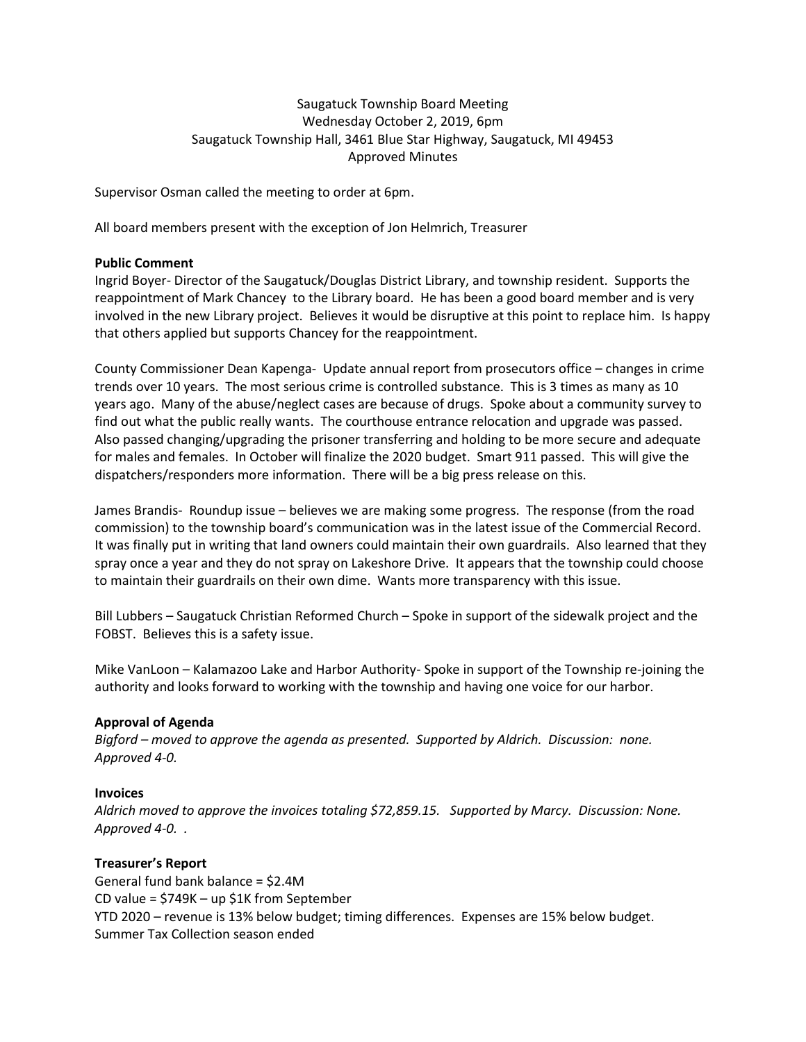Saugatuck Township Board Meeting
Wednesday October 2, 2019, 6pm
Saugatuck Township Hall, 3461 Blue Star Highway, Saugatuck, MI 49453
Approved Minutes

Supervisor Osman called the meeting to order at 6pm.

All board members present with the exception of Jon Helmrich, Treasurer

**Public Comment**

Ingrid Boyer- Director of the Saugatuck/Douglas District Library, and township resident. Supports the reappointment of Mark Chancey to the Library board. He has been a good board member and is very involved in the new Library project. Believes it would be disruptive at this point to replace him. Is happy that others applied but supports Chancey for the reappointment.

County Commissioner Dean Kapenga- Update annual report from prosecutors office – changes in crime trends over 10 years. The most serious crime is controlled substance. This is 3 times as many as 10 years ago. Many of the abuse/neglect cases are because of drugs. Spoke about a community survey to find out what the public really wants. The courthouse entrance relocation and upgrade was passed. Also passed changing/upgrading the prisoner transferring and holding to be more secure and adequate for males and females. In October will finalize the 2020 budget. Smart 911 passed. This will give the dispatchers/responders more information. There will be a big press release on this.

James Brandis- Roundup issue – believes we are making some progress. The response (from the road commission) to the township board's communication was in the latest issue of the Commercial Record. It was finally put in writing that land owners could maintain their own guardrails. Also learned that they spray once a year and they do not spray on Lakeshore Drive. It appears that the township could choose to maintain their guardrails on their own dime. Wants more transparency with this issue.

Bill Lubbers – Saugatuck Christian Reformed Church – Spoke in support of the sidewalk project and the FOBST. Believes this is a safety issue.

Mike VanLoon – Kalamazoo Lake and Harbor Authority- Spoke in support of the Township re-joining the authority and looks forward to working with the township and having one voice for our harbor.

**Approval of Agenda**

*Bigford – moved to approve the agenda as presented. Supported by Aldrich. Discussion: none. Approved 4-0.*

**Invoices**

*Aldrich moved to approve the invoices totaling $72,859.15. Supported by Marcy. Discussion: None. Approved 4-0. .*

**Treasurer's Report**

General fund bank balance = $2.4M
CD value = $749K – up $1K from September
YTD 2020 – revenue is 13% below budget; timing differences. Expenses are 15% below budget.
Summer Tax Collection season ended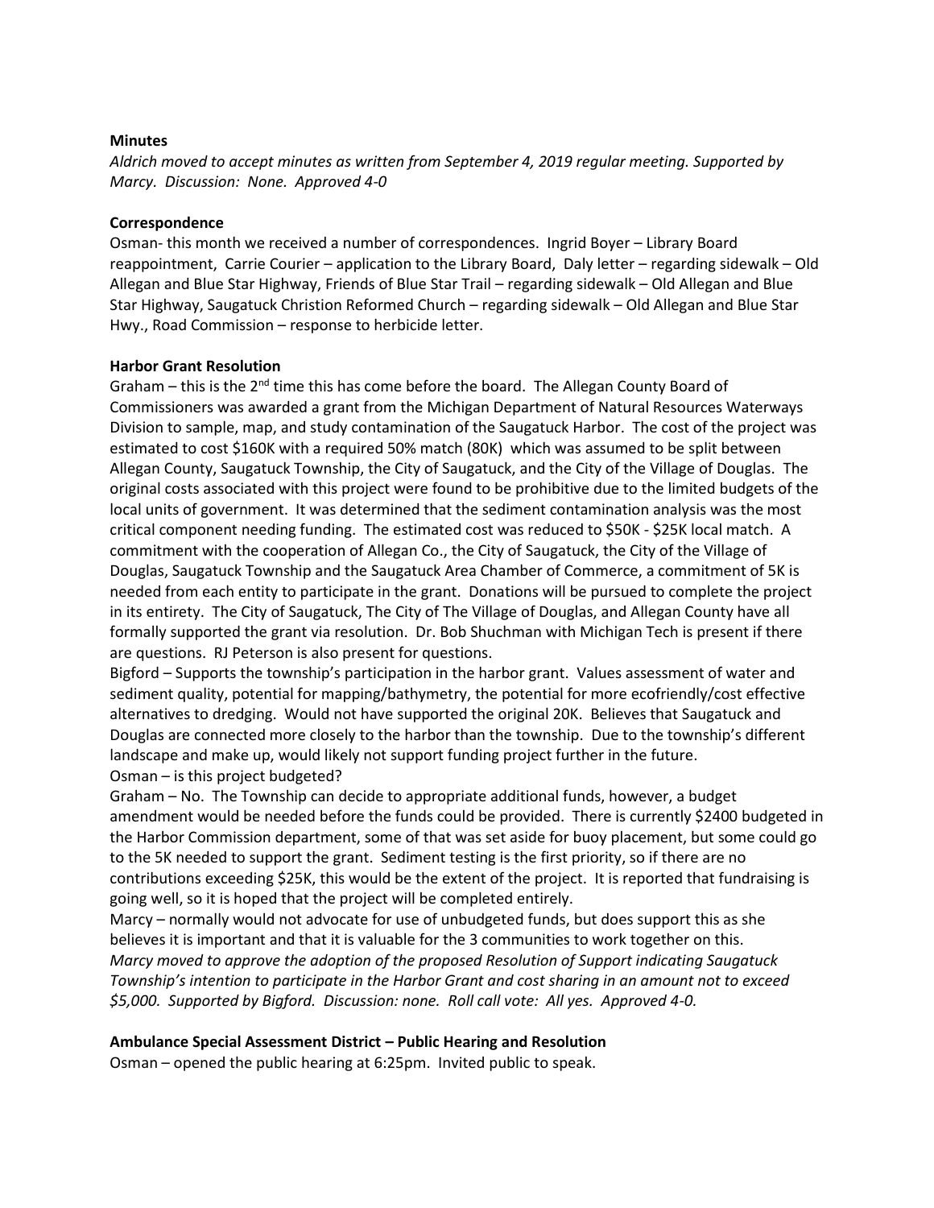**Minutes**

*Aldrich moved to accept minutes as written from September 4, 2019 regular meeting. Supported by Marcy. Discussion: None. Approved 4-0*

**Correspondence**

Osman- this month we received a number of correspondences. Ingrid Boyer – Library Board reappointment, Carrie Courier – application to the Library Board, Daly letter – regarding sidewalk – Old Allegan and Blue Star Highway, Friends of Blue Star Trail – regarding sidewalk – Old Allegan and Blue Star Highway, Saugatuck Christion Reformed Church – regarding sidewalk – Old Allegan and Blue Star Hwy., Road Commission – response to herbicide letter.

**Harbor Grant Resolution**

Graham – this is the 2nd time this has come before the board. The Allegan County Board of Commissioners was awarded a grant from the Michigan Department of Natural Resources Waterways Division to sample, map, and study contamination of the Saugatuck Harbor. The cost of the project was estimated to cost $160K with a required 50% match (80K) which was assumed to be split between Allegan County, Saugatuck Township, the City of Saugatuck, and the City of the Village of Douglas. The original costs associated with this project were found to be prohibitive due to the limited budgets of the local units of government. It was determined that the sediment contamination analysis was the most critical component needing funding. The estimated cost was reduced to $50K - $25K local match. A commitment with the cooperation of Allegan Co., the City of Saugatuck, the City of the Village of Douglas, Saugatuck Township and the Saugatuck Area Chamber of Commerce, a commitment of 5K is needed from each entity to participate in the grant. Donations will be pursued to complete the project in its entirety. The City of Saugatuck, The City of The Village of Douglas, and Allegan County have all formally supported the grant via resolution. Dr. Bob Shuchman with Michigan Tech is present if there are questions. RJ Peterson is also present for questions.

Bigford – Supports the township's participation in the harbor grant. Values assessment of water and sediment quality, potential for mapping/bathymetry, the potential for more ecofriendly/cost effective alternatives to dredging. Would not have supported the original 20K. Believes that Saugatuck and Douglas are connected more closely to the harbor than the township. Due to the township's different landscape and make up, would likely not support funding project further in the future.

Osman – is this project budgeted?

Graham – No. The Township can decide to appropriate additional funds, however, a budget amendment would be needed before the funds could be provided. There is currently $2400 budgeted in the Harbor Commission department, some of that was set aside for buoy placement, but some could go to the 5K needed to support the grant. Sediment testing is the first priority, so if there are no contributions exceeding $25K, this would be the extent of the project. It is reported that fundraising is going well, so it is hoped that the project will be completed entirely.

Marcy – normally would not advocate for use of unbudgeted funds, but does support this as she believes it is important and that it is valuable for the 3 communities to work together on this.

*Marcy moved to approve the adoption of the proposed Resolution of Support indicating Saugatuck Township's intention to participate in the Harbor Grant and cost sharing in an amount not to exceed $5,000. Supported by Bigford. Discussion: none. Roll call vote: All yes. Approved 4-0.*

**Ambulance Special Assessment District – Public Hearing and Resolution**

Osman – opened the public hearing at 6:25pm. Invited public to speak.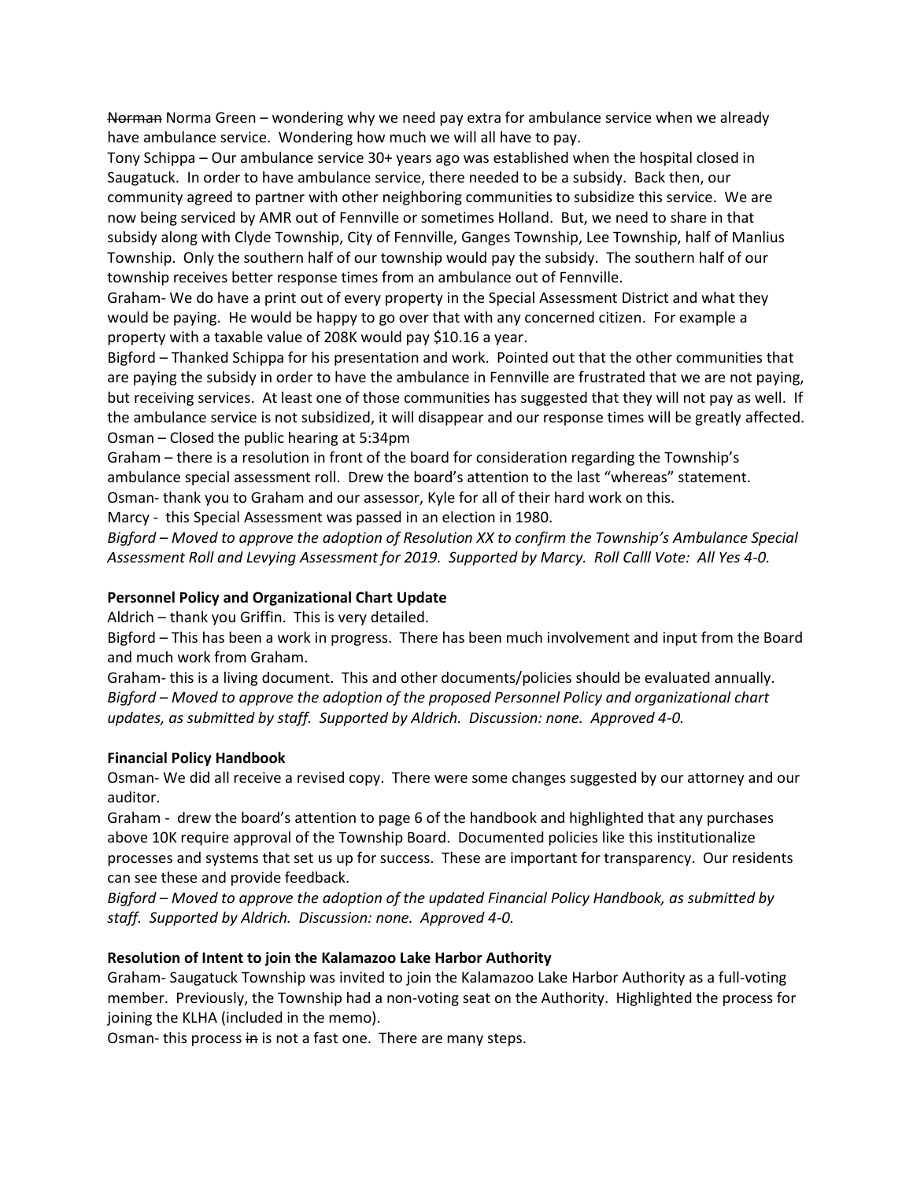~~Norman~~ Norma Green – wondering why we need pay extra for ambulance service when we already have ambulance service. Wondering how much we will all have to pay.

Tony Schippa – Our ambulance service 30+ years ago was established when the hospital closed in Saugatuck. In order to have ambulance service, there needed to be a subsidy. Back then, our community agreed to partner with other neighboring communities to subsidize this service. We are now being serviced by AMR out of Fennville or sometimes Holland. But, we need to share in that subsidy along with Clyde Township, City of Fennville, Ganges Township, Lee Township, half of Manlius Township. Only the southern half of our township would pay the subsidy. The southern half of our township receives better response times from an ambulance out of Fennville.

Graham- We do have a print out of every property in the Special Assessment District and what they would be paying. He would be happy to go over that with any concerned citizen. For example a property with a taxable value of 208K would pay $10.16 a year.

Bigford – Thanked Schippa for his presentation and work. Pointed out that the other communities that are paying the subsidy in order to have the ambulance in Fennville are frustrated that we are not paying, but receiving services. At least one of those communities has suggested that they will not pay as well. If the ambulance service is not subsidized, it will disappear and our response times will be greatly affected.

Osman – Closed the public hearing at 5:34pm

Graham – there is a resolution in front of the board for consideration regarding the Township's ambulance special assessment roll. Drew the board's attention to the last "whereas" statement.

Osman- thank you to Graham and our assessor, Kyle for all of their hard work on this.

Marcy - this Special Assessment was passed in an election in 1980.

*Bigford – Moved to approve the adoption of Resolution XX to confirm the Township's Ambulance Special Assessment Roll and Levying Assessment for 2019. Supported by Marcy. Roll Calll Vote: All Yes 4-0.*

**Personnel Policy and Organizational Chart Update**

Aldrich – thank you Griffin. This is very detailed.

Bigford – This has been a work in progress. There has been much involvement and input from the Board and much work from Graham.

Graham- this is a living document. This and other documents/policies should be evaluated annually.

*Bigford – Moved to approve the adoption of the proposed Personnel Policy and organizational chart updates, as submitted by staff. Supported by Aldrich. Discussion: none. Approved 4-0.*

**Financial Policy Handbook**

Osman- We did all receive a revised copy. There were some changes suggested by our attorney and our auditor.

Graham - drew the board's attention to page 6 of the handbook and highlighted that any purchases above 10K require approval of the Township Board. Documented policies like this institutionalize processes and systems that set us up for success. These are important for transparency. Our residents can see these and provide feedback.

*Bigford – Moved to approve the adoption of the updated Financial Policy Handbook, as submitted by staff. Supported by Aldrich. Discussion: none. Approved 4-0.*

**Resolution of Intent to join the Kalamazoo Lake Harbor Authority**

Graham- Saugatuck Township was invited to join the Kalamazoo Lake Harbor Authority as a full-voting member. Previously, the Township had a non-voting seat on the Authority. Highlighted the process for joining the KLHA (included in the memo).

Osman- this process ~~in~~ is not a fast one. There are many steps.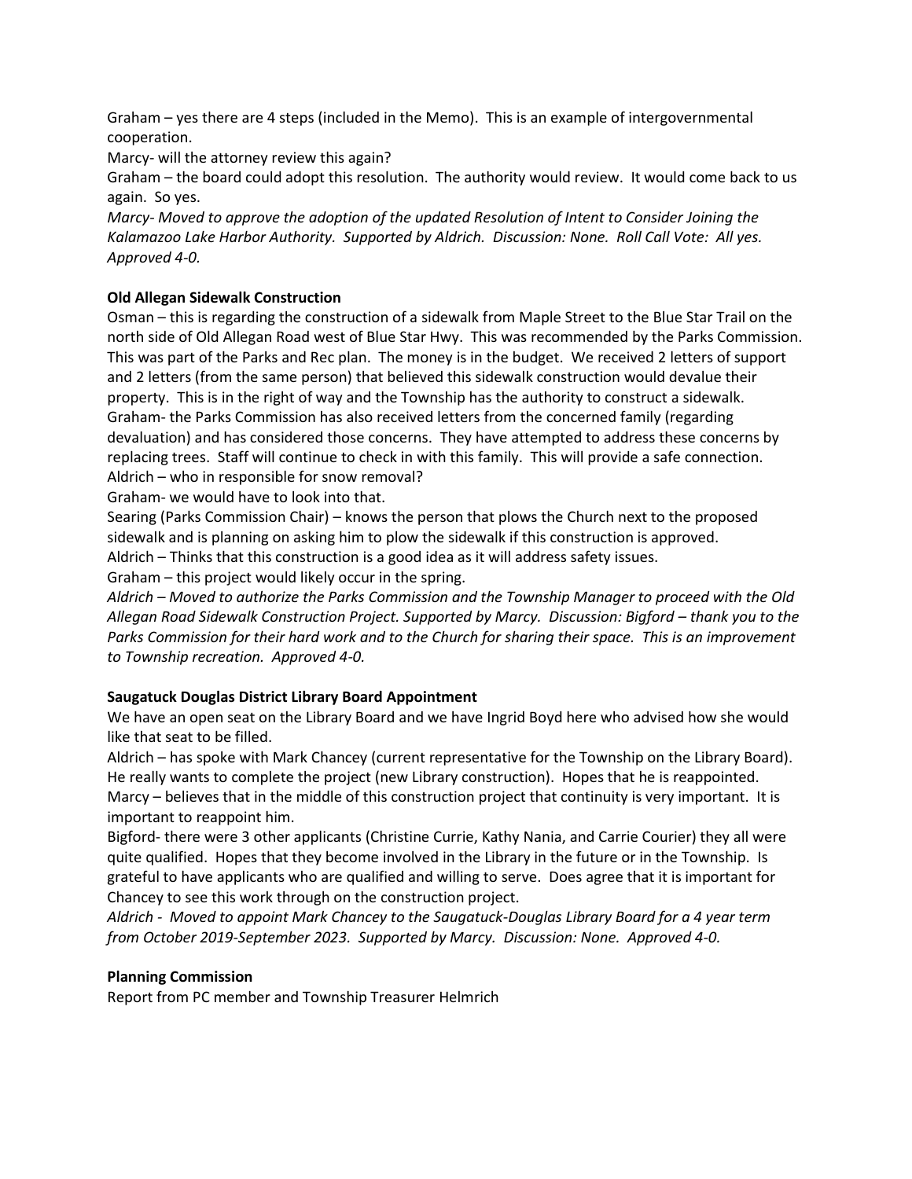Graham – yes there are 4 steps (included in the Memo). This is an example of intergovernmental cooperation.

Marcy- will the attorney review this again?

Graham – the board could adopt this resolution. The authority would review. It would come back to us again. So yes.

*Marcy- Moved to approve the adoption of the updated Resolution of Intent to Consider Joining the Kalamazoo Lake Harbor Authority. Supported by Aldrich. Discussion: None. Roll Call Vote: All yes. Approved 4-0.*

**Old Allegan Sidewalk Construction**

Osman – this is regarding the construction of a sidewalk from Maple Street to the Blue Star Trail on the north side of Old Allegan Road west of Blue Star Hwy. This was recommended by the Parks Commission. This was part of the Parks and Rec plan. The money is in the budget. We received 2 letters of support and 2 letters (from the same person) that believed this sidewalk construction would devalue their property. This is in the right of way and the Township has the authority to construct a sidewalk.

Graham- the Parks Commission has also received letters from the concerned family (regarding devaluation) and has considered those concerns. They have attempted to address these concerns by replacing trees. Staff will continue to check in with this family. This will provide a safe connection.

Aldrich – who in responsible for snow removal?

Graham- we would have to look into that.

Searing (Parks Commission Chair) – knows the person that plows the Church next to the proposed sidewalk and is planning on asking him to plow the sidewalk if this construction is approved.

Aldrich – Thinks that this construction is a good idea as it will address safety issues.

Graham – this project would likely occur in the spring.

*Aldrich – Moved to authorize the Parks Commission and the Township Manager to proceed with the Old Allegan Road Sidewalk Construction Project. Supported by Marcy. Discussion: Bigford – thank you to the Parks Commission for their hard work and to the Church for sharing their space. This is an improvement to Township recreation. Approved 4-0.*

**Saugatuck Douglas District Library Board Appointment**

We have an open seat on the Library Board and we have Ingrid Boyd here who advised how she would like that seat to be filled.

Aldrich – has spoke with Mark Chancey (current representative for the Township on the Library Board). He really wants to complete the project (new Library construction). Hopes that he is reappointed.

Marcy – believes that in the middle of this construction project that continuity is very important. It is important to reappoint him.

Bigford- there were 3 other applicants (Christine Currie, Kathy Nania, and Carrie Courier) they all were quite qualified. Hopes that they become involved in the Library in the future or in the Township. Is grateful to have applicants who are qualified and willing to serve. Does agree that it is important for Chancey to see this work through on the construction project.

*Aldrich - Moved to appoint Mark Chancey to the Saugatuck-Douglas Library Board for a 4 year term from October 2019-September 2023. Supported by Marcy. Discussion: None. Approved 4-0.*

**Planning Commission**

Report from PC member and Township Treasurer Helmrich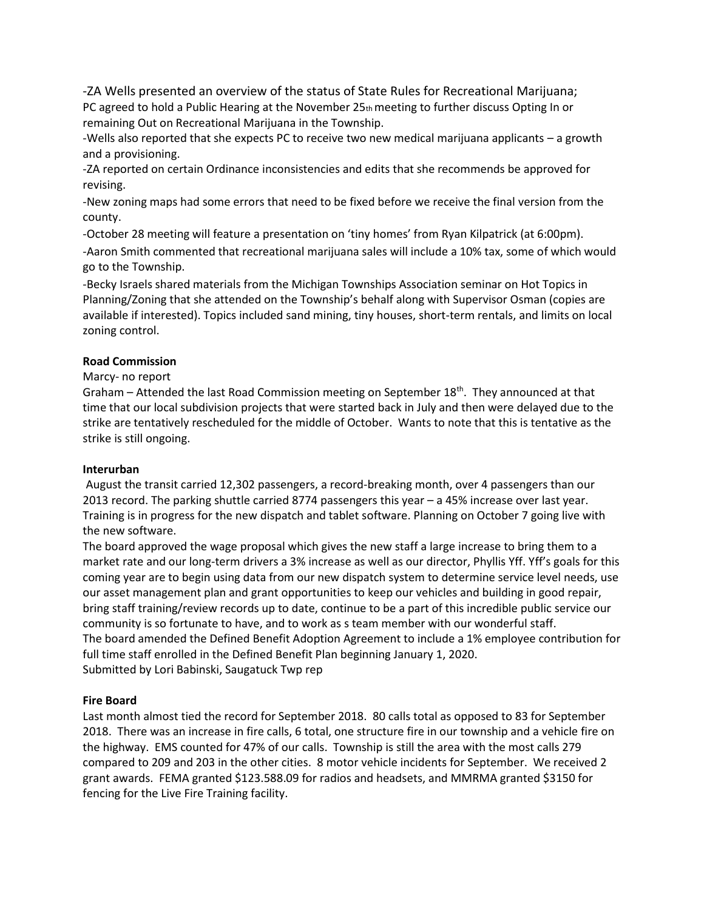-ZA Wells presented an overview of the status of State Rules for Recreational Marijuana; PC agreed to hold a Public Hearing at the November 25th meeting to further discuss Opting In or remaining Out on Recreational Marijuana in the Township.

-Wells also reported that she expects PC to receive two new medical marijuana applicants – a growth and a provisioning.

-ZA reported on certain Ordinance inconsistencies and edits that she recommends be approved for revising.

-New zoning maps had some errors that need to be fixed before we receive the final version from the county.

-October 28 meeting will feature a presentation on 'tiny homes' from Ryan Kilpatrick (at 6:00pm).

-Aaron Smith commented that recreational marijuana sales will include a 10% tax, some of which would go to the Township.

-Becky Israels shared materials from the Michigan Townships Association seminar on Hot Topics in Planning/Zoning that she attended on the Township's behalf along with Supervisor Osman (copies are available if interested). Topics included sand mining, tiny houses, short-term rentals, and limits on local zoning control.

**Road Commission**

Marcy- no report

Graham – Attended the last Road Commission meeting on September 18th. They announced at that time that our local subdivision projects that were started back in July and then were delayed due to the strike are tentatively rescheduled for the middle of October. Wants to note that this is tentative as the strike is still ongoing.

**Interurban**

August the transit carried 12,302 passengers, a record-breaking month, over 4 passengers than our 2013 record. The parking shuttle carried 8774 passengers this year – a 45% increase over last year. Training is in progress for the new dispatch and tablet software. Planning on October 7 going live with the new software.

The board approved the wage proposal which gives the new staff a large increase to bring them to a market rate and our long-term drivers a 3% increase as well as our director, Phyllis Yff. Yff's goals for this coming year are to begin using data from our new dispatch system to determine service level needs, use our asset management plan and grant opportunities to keep our vehicles and building in good repair, bring staff training/review records up to date, continue to be a part of this incredible public service our community is so fortunate to have, and to work as s team member with our wonderful staff.

The board amended the Defined Benefit Adoption Agreement to include a 1% employee contribution for full time staff enrolled in the Defined Benefit Plan beginning January 1, 2020.

Submitted by Lori Babinski, Saugatuck Twp rep

**Fire Board**

Last month almost tied the record for September 2018. 80 calls total as opposed to 83 for September 2018. There was an increase in fire calls, 6 total, one structure fire in our township and a vehicle fire on the highway. EMS counted for 47% of our calls. Township is still the area with the most calls 279 compared to 209 and 203 in the other cities. 8 motor vehicle incidents for September. We received 2 grant awards. FEMA granted $123.588.09 for radios and headsets, and MMRMA granted $3150 for fencing for the Live Fire Training facility.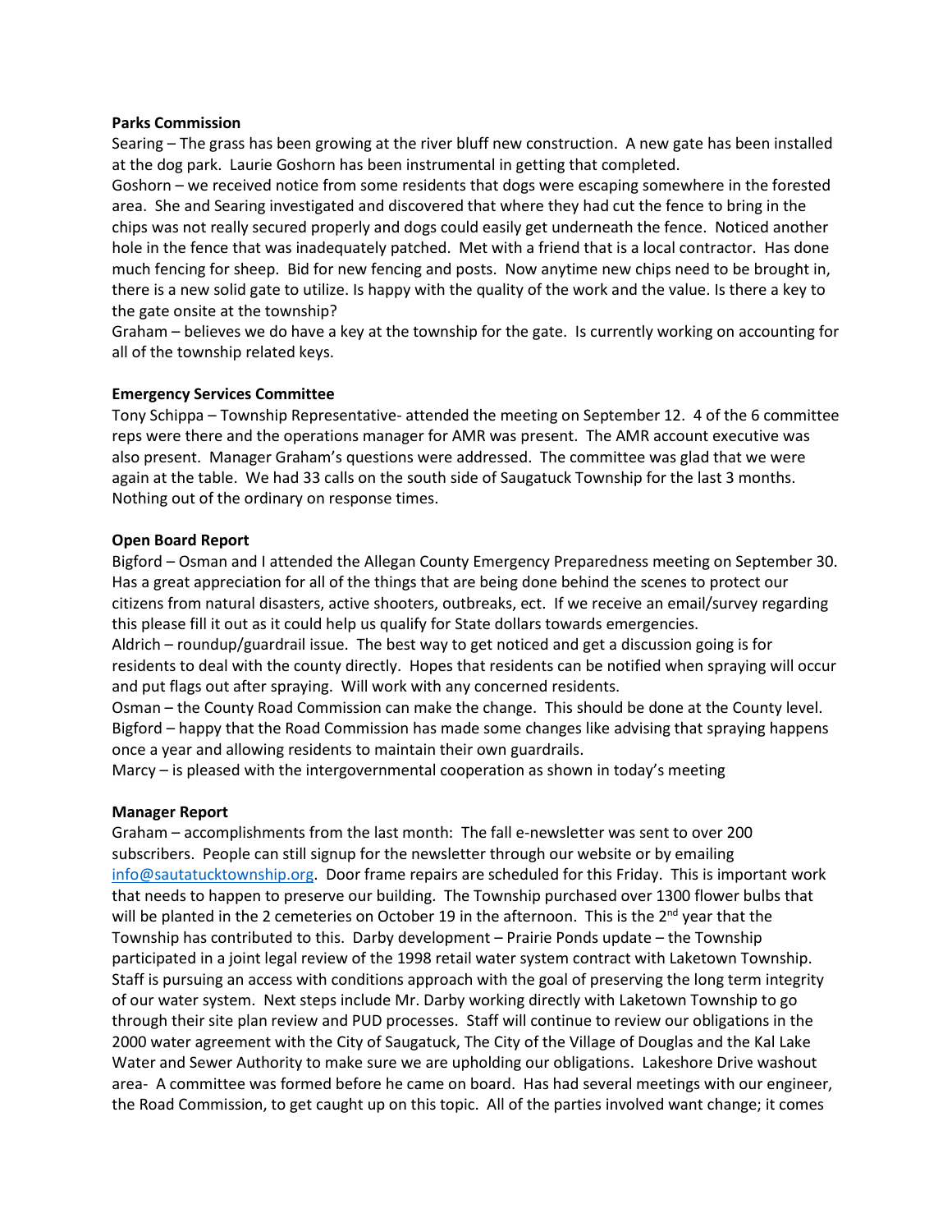**Parks Commission**

Searing – The grass has been growing at the river bluff new construction. A new gate has been installed at the dog park. Laurie Goshorn has been instrumental in getting that completed.

Goshorn – we received notice from some residents that dogs were escaping somewhere in the forested area. She and Searing investigated and discovered that where they had cut the fence to bring in the chips was not really secured properly and dogs could easily get underneath the fence. Noticed another hole in the fence that was inadequately patched. Met with a friend that is a local contractor. Has done much fencing for sheep. Bid for new fencing and posts. Now anytime new chips need to be brought in, there is a new solid gate to utilize. Is happy with the quality of the work and the value. Is there a key to the gate onsite at the township?

Graham – believes we do have a key at the township for the gate. Is currently working on accounting for all of the township related keys.

**Emergency Services Committee**

Tony Schippa – Township Representative- attended the meeting on September 12. 4 of the 6 committee reps were there and the operations manager for AMR was present. The AMR account executive was also present. Manager Graham's questions were addressed. The committee was glad that we were again at the table. We had 33 calls on the south side of Saugatuck Township for the last 3 months. Nothing out of the ordinary on response times.

**Open Board Report**

Bigford – Osman and I attended the Allegan County Emergency Preparedness meeting on September 30. Has a great appreciation for all of the things that are being done behind the scenes to protect our citizens from natural disasters, active shooters, outbreaks, ect. If we receive an email/survey regarding this please fill it out as it could help us qualify for State dollars towards emergencies.

Aldrich – roundup/guardrail issue. The best way to get noticed and get a discussion going is for residents to deal with the county directly. Hopes that residents can be notified when spraying will occur and put flags out after spraying. Will work with any concerned residents.

Osman – the County Road Commission can make the change. This should be done at the County level.

Bigford – happy that the Road Commission has made some changes like advising that spraying happens once a year and allowing residents to maintain their own guardrails.

Marcy – is pleased with the intergovernmental cooperation as shown in today's meeting

**Manager Report**

Graham – accomplishments from the last month: The fall e-newsletter was sent to over 200 subscribers. People can still signup for the newsletter through our website or by emailing info@sautatucktownship.org. Door frame repairs are scheduled for this Friday. This is important work that needs to happen to preserve our building. The Township purchased over 1300 flower bulbs that will be planted in the 2 cemeteries on October 19 in the afternoon. This is the 2nd year that the Township has contributed to this. Darby development – Prairie Ponds update – the Township participated in a joint legal review of the 1998 retail water system contract with Laketown Township. Staff is pursuing an access with conditions approach with the goal of preserving the long term integrity of our water system. Next steps include Mr. Darby working directly with Laketown Township to go through their site plan review and PUD processes. Staff will continue to review our obligations in the 2000 water agreement with the City of Saugatuck, The City of the Village of Douglas and the Kal Lake Water and Sewer Authority to make sure we are upholding our obligations. Lakeshore Drive washout area- A committee was formed before he came on board. Has had several meetings with our engineer, the Road Commission, to get caught up on this topic. All of the parties involved want change; it comes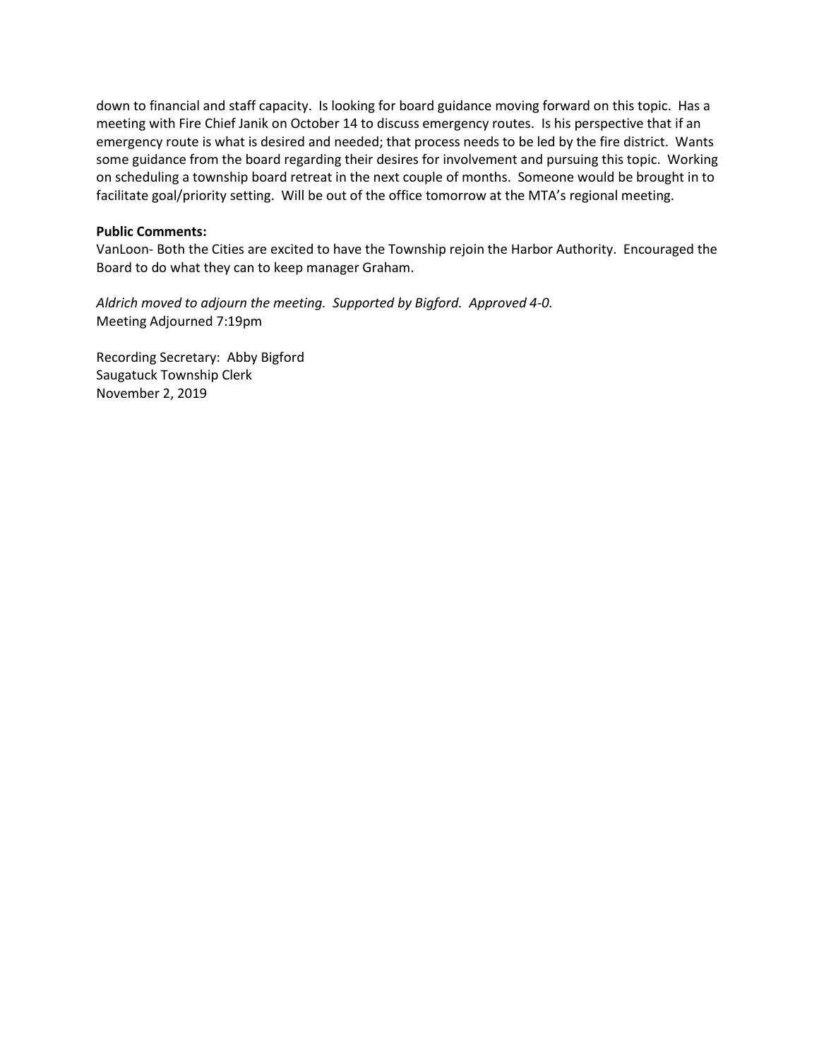down to financial and staff capacity. Is looking for board guidance moving forward on this topic. Has a meeting with Fire Chief Janik on October 14 to discuss emergency routes. Is his perspective that if an emergency route is what is desired and needed; that process needs to be led by the fire district. Wants some guidance from the board regarding their desires for involvement and pursuing this topic. Working on scheduling a township board retreat in the next couple of months. Someone would be brought in to facilitate goal/priority setting. Will be out of the office tomorrow at the MTA's regional meeting.

**Public Comments:**

VanLoon- Both the Cities are excited to have the Township rejoin the Harbor Authority. Encouraged the Board to do what they can to keep manager Graham.

*Aldrich moved to adjourn the meeting. Supported by Bigford. Approved 4-0.*

Meeting Adjourned 7:19pm

Recording Secretary: Abby Bigford
Saugatuck Township Clerk
November 2, 2019